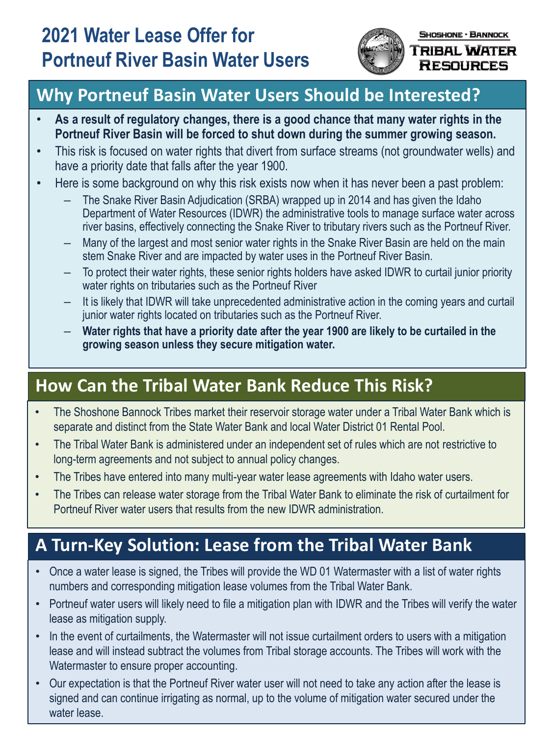# 2021 Water Lease Offer for Portneuf River Basin Water Users

Shoshone - Bannock
Tribal Water Resources

## Why Portneuf Basin Water Users Should be Interested?

- **As a result of regulatory changes, there is a good chance that many water rights in the Portneuf River Basin will be forced to shut down during the summer growing season.**
- This risk is focused on water rights that divert from surface streams (not groundwater wells) and have a priority date that falls after the year 1900.
- Here is some background on why this risk exists now when it has never been a past problem:
  - The Snake River Basin Adjudication (SRBA) wrapped up in 2014 and has given the Idaho Department of Water Resources (IDWR) the administrative tools to manage surface water across river basins, effectively connecting the Snake River to tributary rivers such as the Portneuf River.
  - Many of the largest and most senior water rights in the Snake River Basin are held on the main stem Snake River and are impacted by water uses in the Portneuf River Basin.
  - To protect their water rights, these senior rights holders have asked IDWR to curtail junior priority water rights on tributaries such as the Portneuf River
  - It is likely that IDWR will take unprecedented administrative action in the coming years and curtail junior water rights located on tributaries such as the Portneuf River.
  - **Water rights that have a priority date after the year 1900 are likely to be curtailed in the growing season unless they secure mitigation water.**

## How Can the Tribal Water Bank Reduce This Risk?

- The Shoshone Bannock Tribes market their reservoir storage water under a Tribal Water Bank which is separate and distinct from the State Water Bank and local Water District 01 Rental Pool.
- The Tribal Water Bank is administered under an independent set of rules which are not restrictive to long-term agreements and not subject to annual policy changes.
- The Tribes have entered into many multi-year water lease agreements with Idaho water users.
- The Tribes can release water storage from the Tribal Water Bank to eliminate the risk of curtailment for Portneuf River water users that results from the new IDWR administration.

## A Turn-Key Solution: Lease from the Tribal Water Bank

- Once a water lease is signed, the Tribes will provide the WD 01 Watermaster with a list of water rights numbers and corresponding mitigation lease volumes from the Tribal Water Bank.
- Portneuf water users will likely need to file a mitigation plan with IDWR and the Tribes will verify the water lease as mitigation supply.
- In the event of curtailments, the Watermaster will not issue curtailment orders to users with a mitigation lease and will instead subtract the volumes from Tribal storage accounts. The Tribes will work with the Watermaster to ensure proper accounting.
- Our expectation is that the Portneuf River water user will not need to take any action after the lease is signed and can continue irrigating as normal, up to the volume of mitigation water secured under the water lease.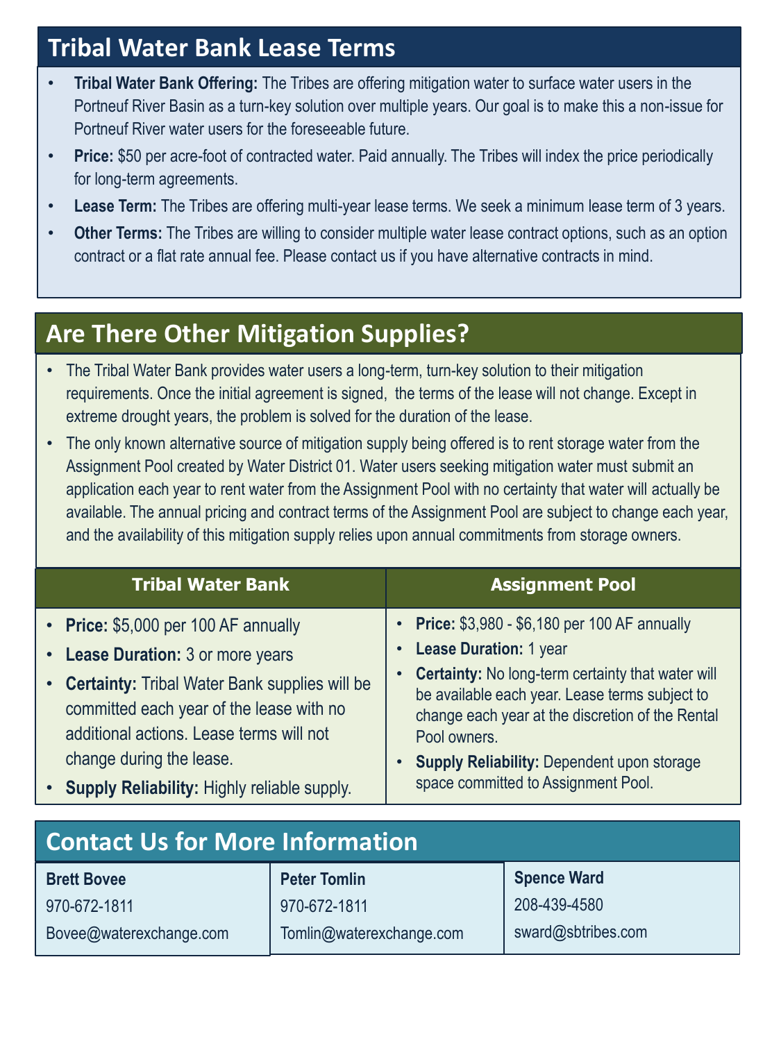## Tribal Water Bank Lease Terms

- **Tribal Water Bank Offering:** The Tribes are offering mitigation water to surface water users in the Portneuf River Basin as a turn-key solution over multiple years. Our goal is to make this a non-issue for Portneuf River water users for the foreseeable future.
- **Price:** $50 per acre-foot of contracted water. Paid annually. The Tribes will index the price periodically for long-term agreements.
- **Lease Term:** The Tribes are offering multi-year lease terms. We seek a minimum lease term of 3 years.
- **Other Terms:** The Tribes are willing to consider multiple water lease contract options, such as an option contract or a flat rate annual fee. Please contact us if you have alternative contracts in mind.

## Are There Other Mitigation Supplies?

- The Tribal Water Bank provides water users a long-term, turn-key solution to their mitigation requirements. Once the initial agreement is signed, the terms of the lease will not change. Except in extreme drought years, the problem is solved for the duration of the lease.
- The only known alternative source of mitigation supply being offered is to rent storage water from the Assignment Pool created by Water District 01. Water users seeking mitigation water must submit an application each year to rent water from the Assignment Pool with no certainty that water will actually be available. The annual pricing and contract terms of the Assignment Pool are subject to change each year, and the availability of this mitigation supply relies upon annual commitments from storage owners.

| Tribal Water Bank | Assignment Pool |
|---|---|
| **Price:** $5,000 per 100 AF annually | **Price:** $3,980 - $6,180 per 100 AF annually |
| **Lease Duration:** 3 or more years | **Lease Duration:** 1 year |
| **Certainty:** Tribal Water Bank supplies will be committed each year of the lease with no additional actions. Lease terms will not change during the lease. | **Certainty:** No long-term certainty that water will be available each year. Lease terms subject to change each year at the discretion of the Rental Pool owners. |
| **Supply Reliability:** Highly reliable supply. | **Supply Reliability:** Dependent upon storage space committed to Assignment Pool. |

## Contact Us for More Information

| Brett Bovee | Peter Tomlin | Spence Ward |
|---|---|---|
| 970-672-1811 | 970-672-1811 | 208-439-4580 |
| Bovee@waterexchange.com | Tomlin@waterexchange.com | sward@sbtribes.com |